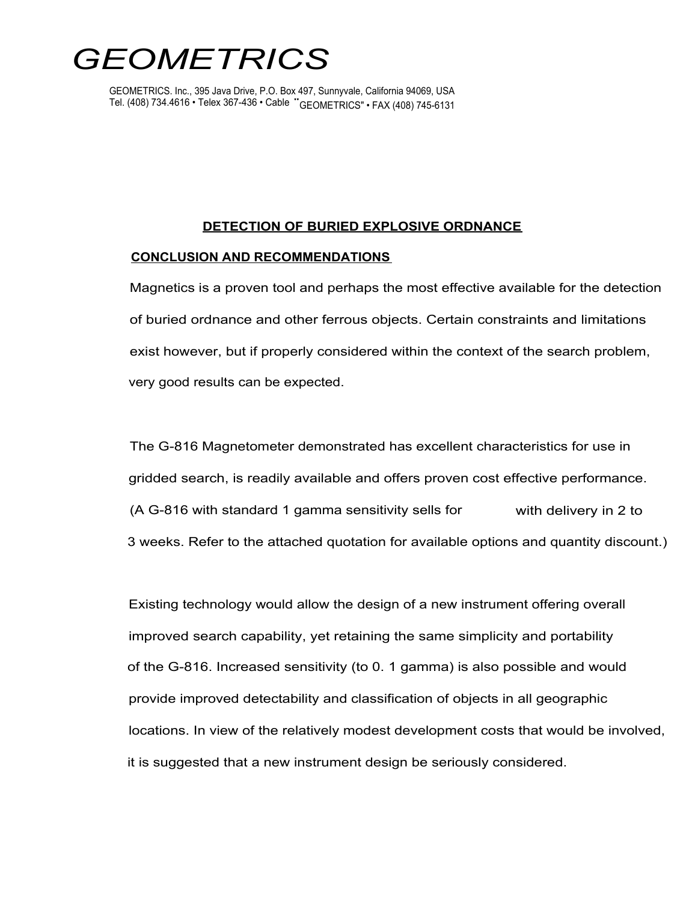# GEOMETRICS

GEOMETRICS. Inc., 395 Java Drive, P.O. Box 497, Sunnyvale, California 94069, USA
Tel. (408) 734.4616 • Telex 367-436 • Cable "GEOMETRICS" • FAX (408) 745-6131

## DETECTION OF BURIED EXPLOSIVE ORDNANCE

### CONCLUSION AND RECOMMENDATIONS

Magnetics is a proven tool and perhaps the most effective available for the detection of buried ordnance and other ferrous objects. Certain constraints and limitations exist however, but if properly considered within the context of the search problem, very good results can be expected.

The G-816 Magnetometer demonstrated has excellent characteristics for use in gridded search, is readily available and offers proven cost effective performance. (A G-816 with standard 1 gamma sensitivity sells for            with delivery in 2 to 3 weeks. Refer to the attached quotation for available options and quantity discount.)

Existing technology would allow the design of a new instrument offering overall improved search capability, yet retaining the same simplicity and portability of the G-816. Increased sensitivity (to 0. 1 gamma) is also possible and would provide improved detectability and classification of objects in all geographic locations. In view of the relatively modest development costs that would be involved, it is suggested that a new instrument design be seriously considered.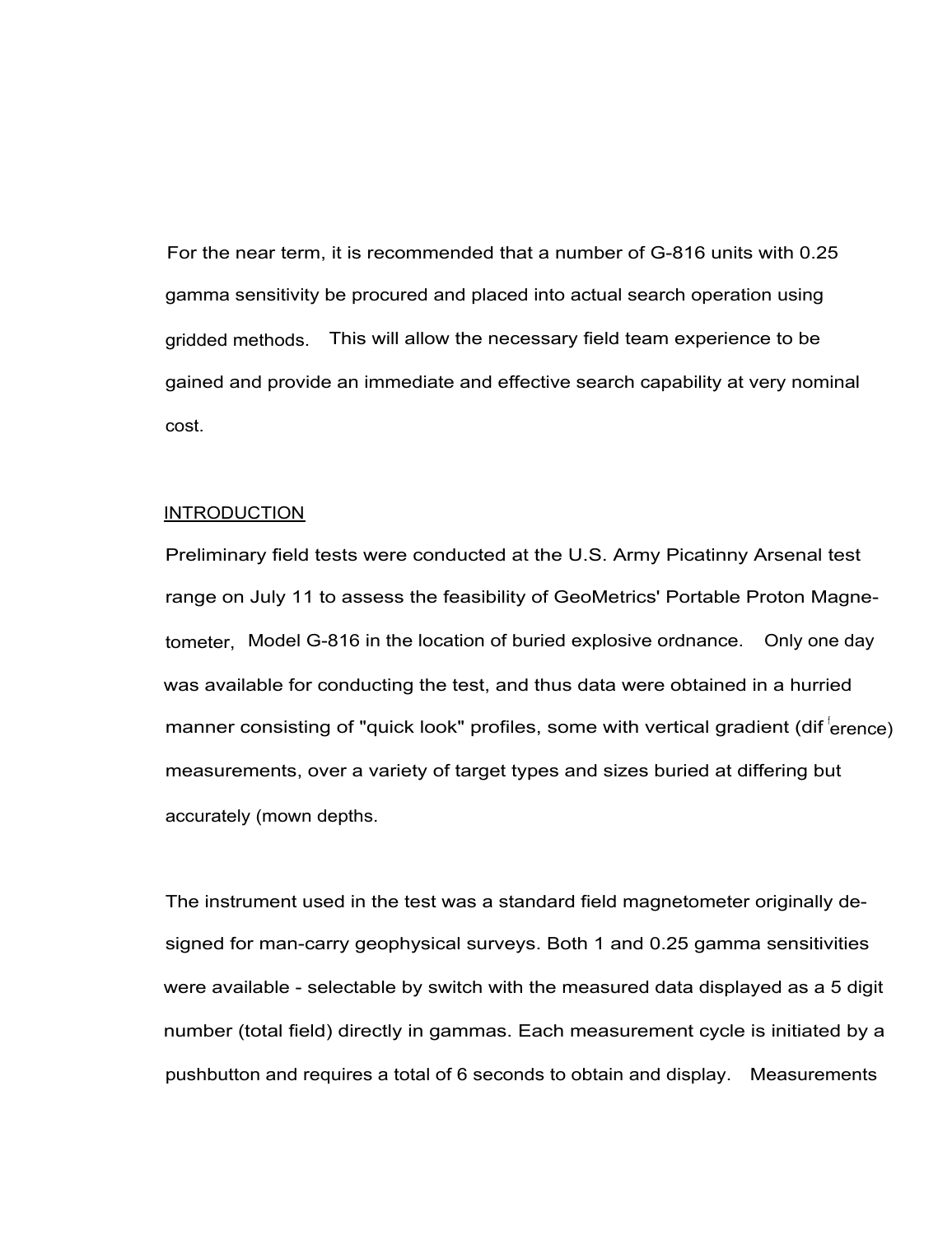For the near term, it is recommended that a number of G-816 units with 0.25 gamma sensitivity be procured and placed into actual search operation using gridded methods. This will allow the necessary field team experience to be gained and provide an immediate and effective search capability at very nominal cost.

## INTRODUCTION

Preliminary field tests were conducted at the U.S. Army Picatinny Arsenal test range on July 11 to assess the feasibility of GeoMetrics' Portable Proton Magnetometer, Model G-816 in the location of buried explosive ordnance. Only one day was available for conducting the test, and thus data were obtained in a hurried manner consisting of "quick look" profiles, some with vertical gradient (difference) measurements, over a variety of target types and sizes buried at differing but accurately (mown depths.

The instrument used in the test was a standard field magnetometer originally designed for man-carry geophysical surveys. Both 1 and 0.25 gamma sensitivities were available - selectable by switch with the measured data displayed as a 5 digit number (total field) directly in gammas. Each measurement cycle is initiated by a pushbutton and requires a total of 6 seconds to obtain and display. Measurements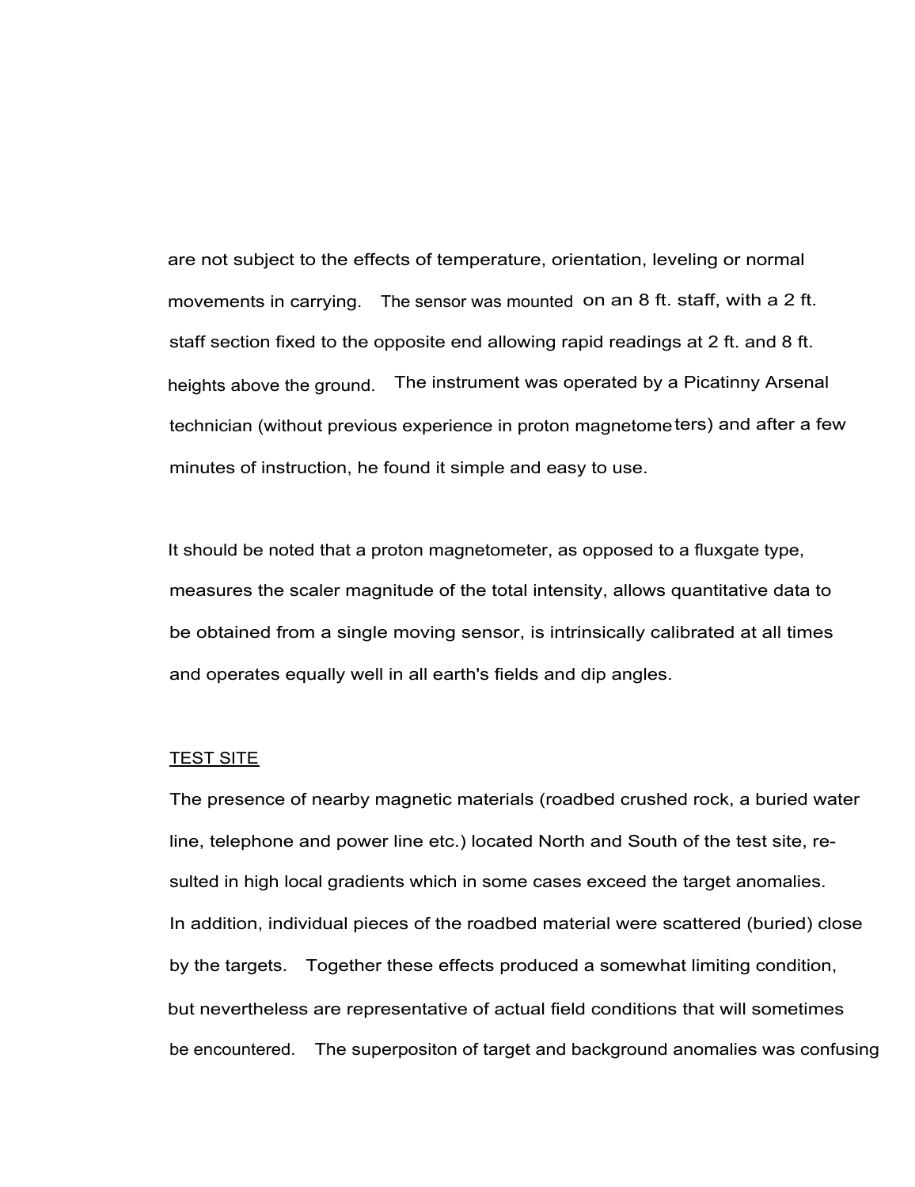are not subject to the effects of temperature, orientation, leveling or normal movements in carrying. The sensor was mounted on an 8 ft. staff, with a 2 ft. staff section fixed to the opposite end allowing rapid readings at 2 ft. and 8 ft. heights above the ground. The instrument was operated by a Picatinny Arsenal technician (without previous experience in proton magnetometers) and after a few minutes of instruction, he found it simple and easy to use.

It should be noted that a proton magnetometer, as opposed to a fluxgate type, measures the scaler magnitude of the total intensity, allows quantitative data to be obtained from a single moving sensor, is intrinsically calibrated at all times and operates equally well in all earth's fields and dip angles.

<u>TEST SITE</u>

The presence of nearby magnetic materials (roadbed crushed rock, a buried water line, telephone and power line etc.) located North and South of the test site, resulted in high local gradients which in some cases exceed the target anomalies. In addition, individual pieces of the roadbed material were scattered (buried) close by the targets. Together these effects produced a somewhat limiting condition, but nevertheless are representative of actual field conditions that will sometimes be encountered. The superpositon of target and background anomalies was confusing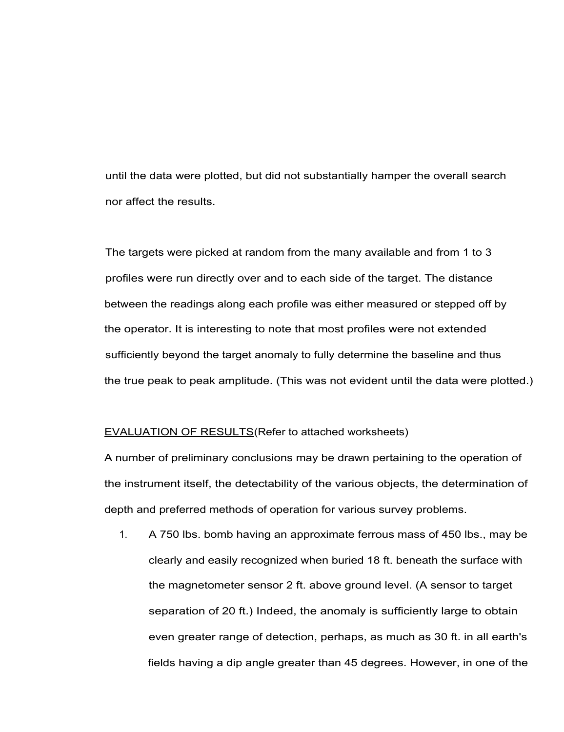until the data were plotted, but did not substantially hamper the overall search nor affect the results.

The targets were picked at random from the many available and from 1 to 3 profiles were run directly over and to each side of the target. The distance between the readings along each profile was either measured or stepped off by the operator. It is interesting to note that most profiles were not extended sufficiently beyond the target anomaly to fully determine the baseline and thus the true peak to peak amplitude. (This was not evident until the data were plotted.)

<u>EVALUATION OF RESULTS</u>(Refer to attached worksheets)

A number of preliminary conclusions may be drawn pertaining to the operation of the instrument itself, the detectability of the various objects, the determination of depth and preferred methods of operation for various survey problems.

1. A 750 lbs. bomb having an approximate ferrous mass of 450 lbs., may be clearly and easily recognized when buried 18 ft. beneath the surface with the magnetometer sensor 2 ft. above ground level. (A sensor to target separation of 20 ft.) Indeed, the anomaly is sufficiently large to obtain even greater range of detection, perhaps, as much as 30 ft. in all earth's fields having a dip angle greater than 45 degrees. However, in one of the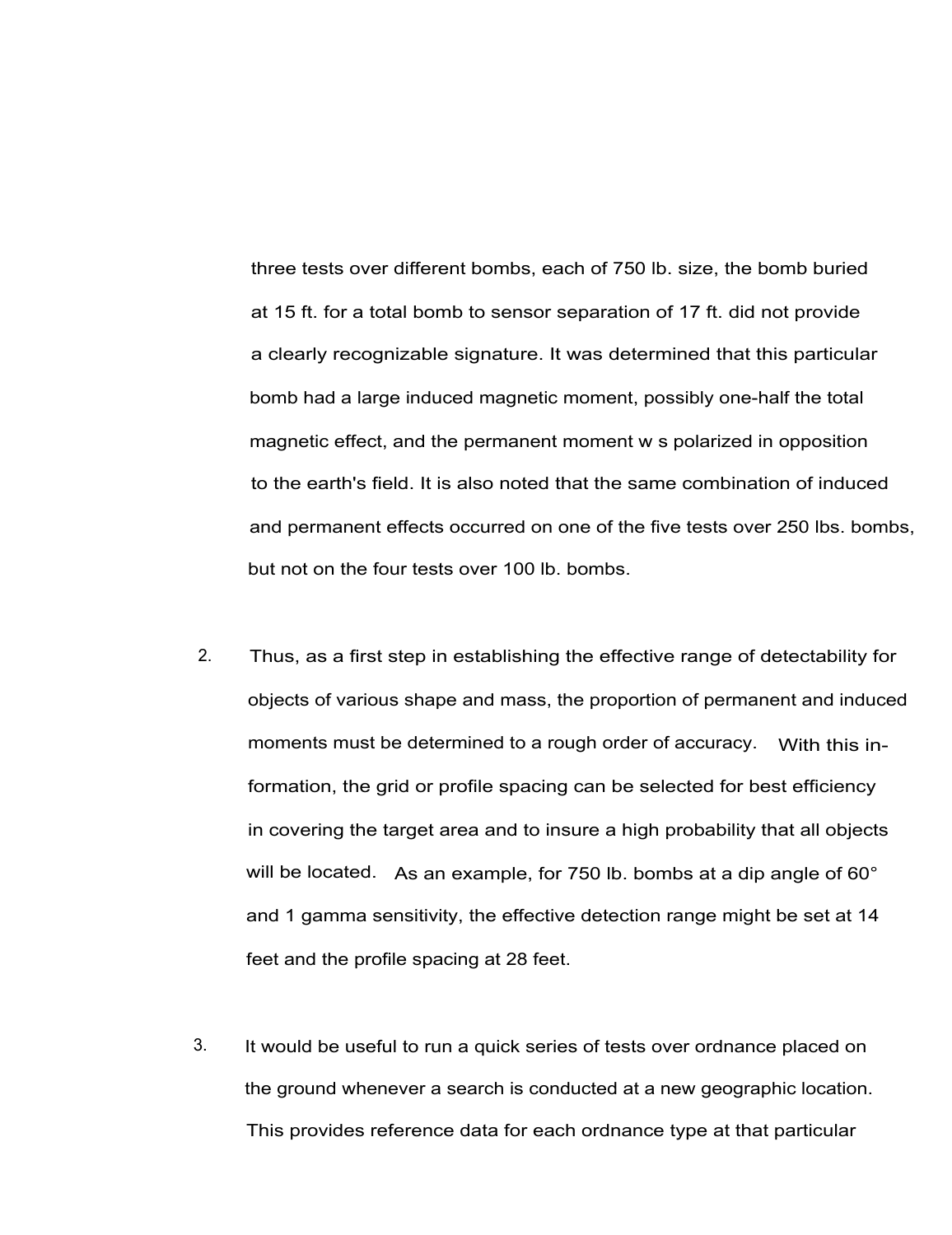three tests over different bombs, each of 750 lb. size, the bomb buried at 15 ft. for a total bomb to sensor separation of 17 ft. did not provide a clearly recognizable signature. It was determined that this particular bomb had a large induced magnetic moment, possibly one-half the total magnetic effect, and the permanent moment w s polarized in opposition to the earth's field. It is also noted that the same combination of induced and permanent effects occurred on one of the five tests over 250 lbs. bombs, but not on the four tests over 100 lb. bombs.

2. Thus, as a first step in establishing the effective range of detectability for objects of various shape and mass, the proportion of permanent and induced moments must be determined to a rough order of accuracy. With this information, the grid or profile spacing can be selected for best efficiency in covering the target area and to insure a high probability that all objects will be located. As an example, for 750 lb. bombs at a dip angle of 60° and 1 gamma sensitivity, the effective detection range might be set at 14 feet and the profile spacing at 28 feet.

3. It would be useful to run a quick series of tests over ordnance placed on the ground whenever a search is conducted at a new geographic location. This provides reference data for each ordnance type at that particular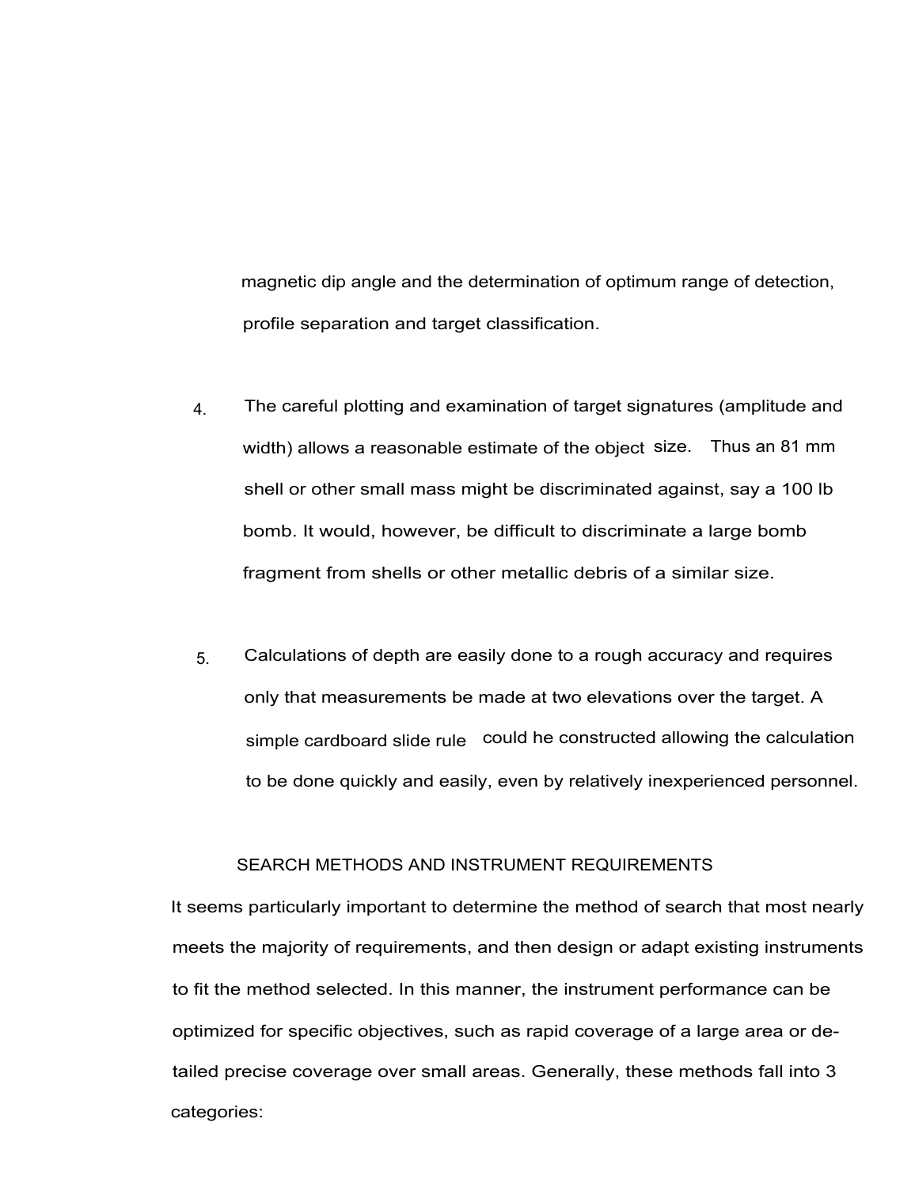magnetic dip angle and the determination of optimum range of detection, profile separation and target classification.

4. The careful plotting and examination of target signatures (amplitude and width) allows a reasonable estimate of the object size. Thus an 81 mm shell or other small mass might be discriminated against, say a 100 lb bomb. It would, however, be difficult to discriminate a large bomb fragment from shells or other metallic debris of a similar size.

5. Calculations of depth are easily done to a rough accuracy and requires only that measurements be made at two elevations over the target. A simple cardboard slide rule could he constructed allowing the calculation to be done quickly and easily, even by relatively inexperienced personnel.

## SEARCH METHODS AND INSTRUMENT REQUIREMENTS

It seems particularly important to determine the method of search that most nearly meets the majority of requirements, and then design or adapt existing instruments to fit the method selected. In this manner, the instrument performance can be optimized for specific objectives, such as rapid coverage of a large area or detailed precise coverage over small areas. Generally, these methods fall into 3 categories: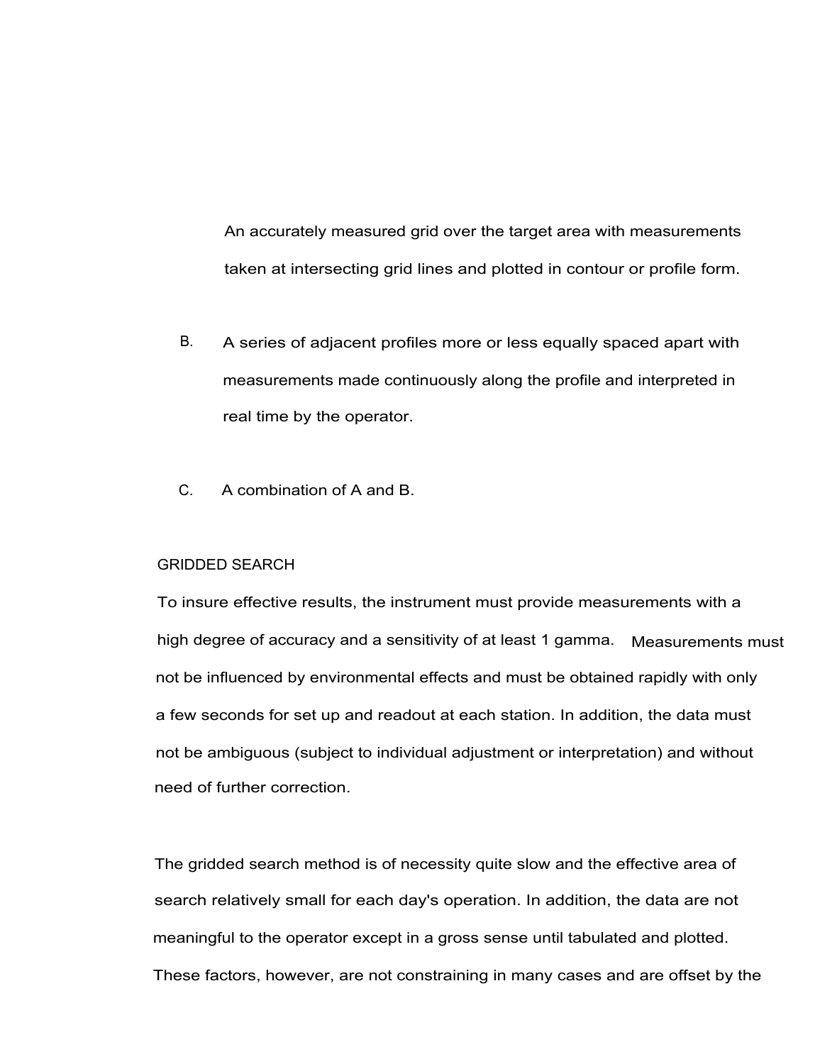An accurately measured grid over the target area with measurements taken at intersecting grid lines and plotted in contour or profile form.

B. A series of adjacent profiles more or less equally spaced apart with measurements made continuously along the profile and interpreted in real time by the operator.

C. A combination of A and B.

GRIDDED SEARCH

To insure effective results, the instrument must provide measurements with a high degree of accuracy and a sensitivity of at least 1 gamma. Measurements must not be influenced by environmental effects and must be obtained rapidly with only a few seconds for set up and readout at each station. In addition, the data must not be ambiguous (subject to individual adjustment or interpretation) and without need of further correction.

The gridded search method is of necessity quite slow and the effective area of search relatively small for each day's operation. In addition, the data are not meaningful to the operator except in a gross sense until tabulated and plotted. These factors, however, are not constraining in many cases and are offset by the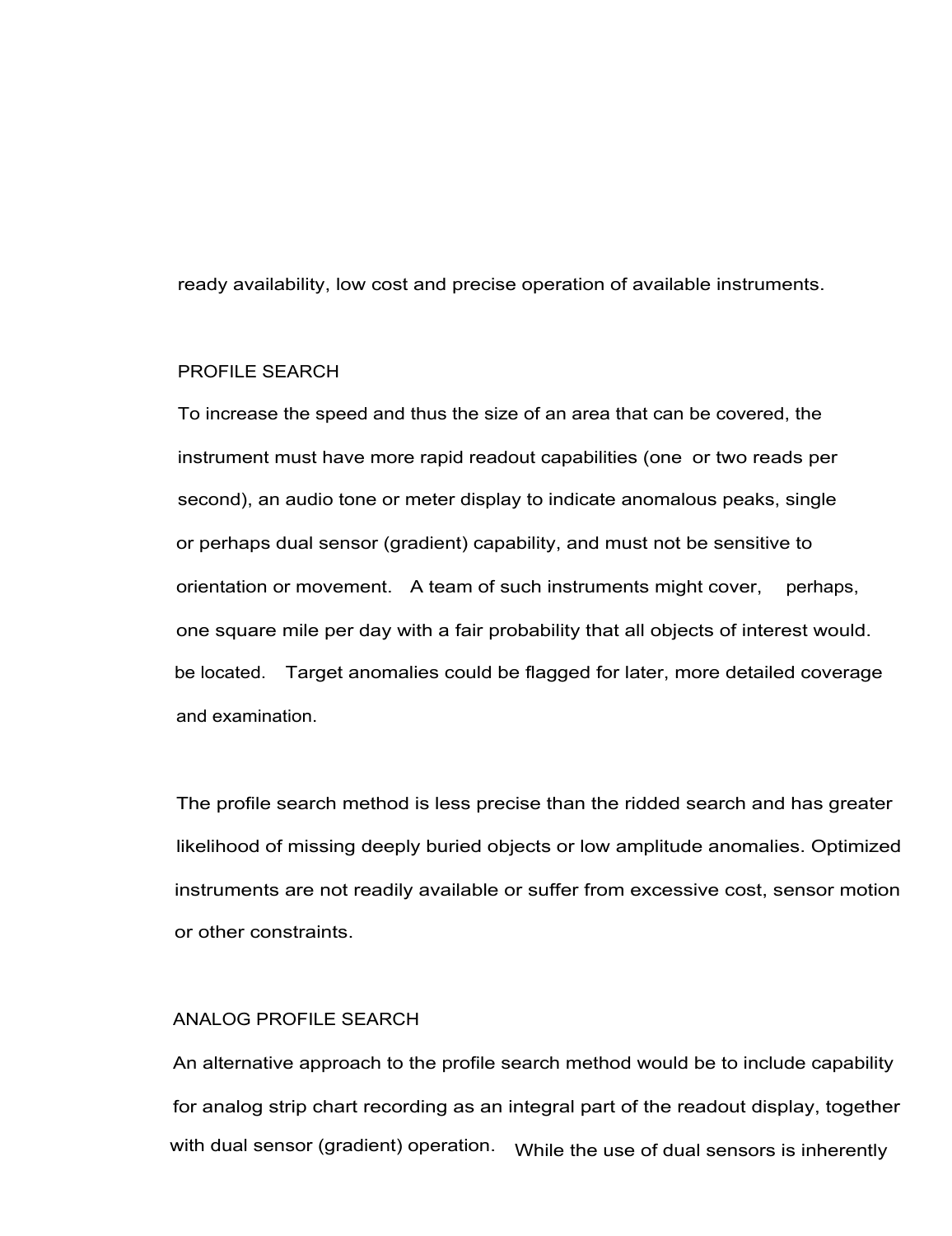ready availability, low cost and precise operation of available instruments.

## PROFILE SEARCH

To increase the speed and thus the size of an area that can be covered, the instrument must have more rapid readout capabilities (one or two reads per second), an audio tone or meter display to indicate anomalous peaks, single or perhaps dual sensor (gradient) capability, and must not be sensitive to orientation or movement. A team of such instruments might cover, perhaps, one square mile per day with a fair probability that all objects of interest would. be located. Target anomalies could be flagged for later, more detailed coverage and examination.

The profile search method is less precise than the ridded search and has greater likelihood of missing deeply buried objects or low amplitude anomalies. Optimized instruments are not readily available or suffer from excessive cost, sensor motion or other constraints.

## ANALOG PROFILE SEARCH

An alternative approach to the profile search method would be to include capability for analog strip chart recording as an integral part of the readout display, together with dual sensor (gradient) operation. While the use of dual sensors is inherently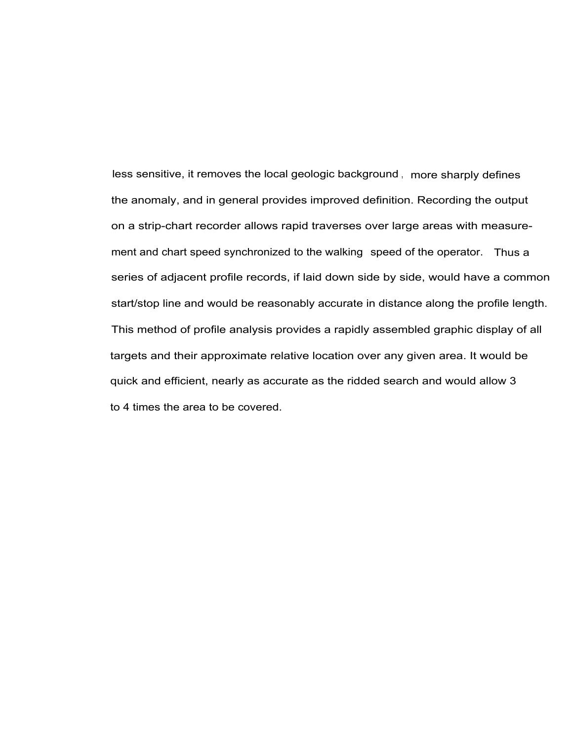less sensitive, it removes the local geologic background , more sharply defines the anomaly, and in general provides improved definition. Recording the output on a strip-chart recorder allows rapid traverses over large areas with measurement and chart speed synchronized to the walking speed of the operator. Thus a series of adjacent profile records, if laid down side by side, would have a common start/stop line and would be reasonably accurate in distance along the profile length. This method of profile analysis provides a rapidly assembled graphic display of all targets and their approximate relative location over any given area. It would be quick and efficient, nearly as accurate as the ridded search and would allow 3 to 4 times the area to be covered.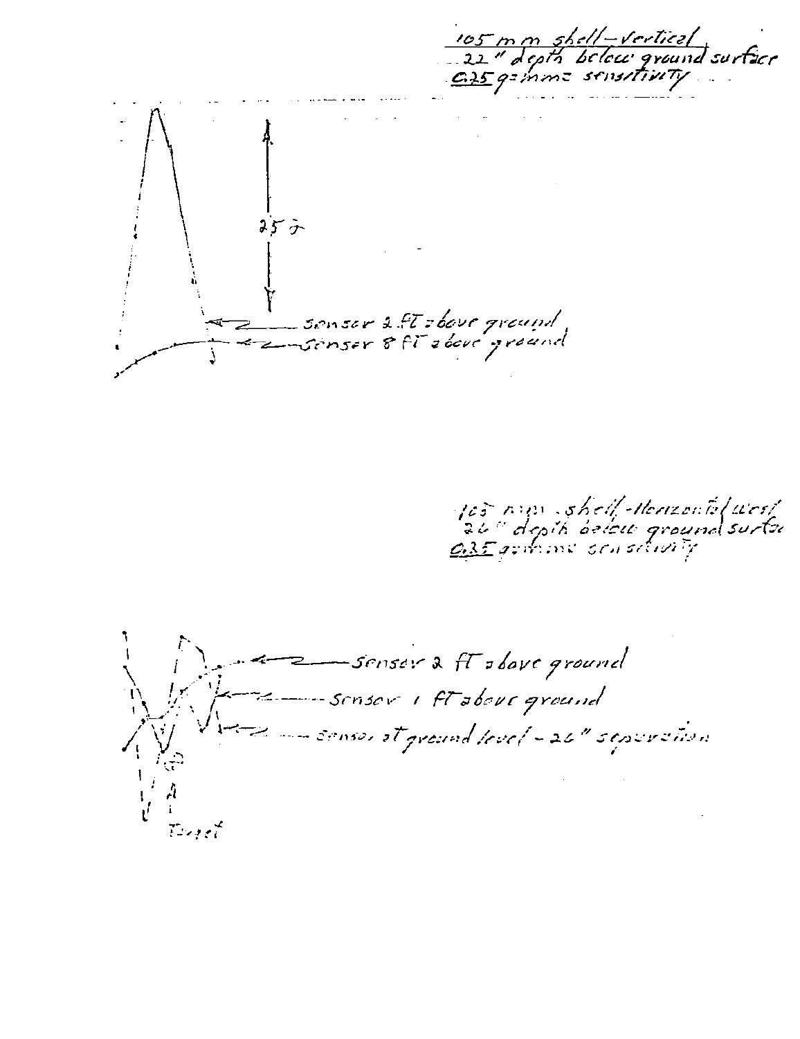105 mm shell – vertical
22" depth below ground surface
0.25 gamma sensitivity

25 γ

sensor 2 ft above ground

sensor 8 ft above ground

105 mm shell – Horizontal west
26" depth below ground surface
0.35 gamma sensitivity

sensor 2 ft above ground

sensor 1 ft above ground

sensor at ground level – 26" separation

Target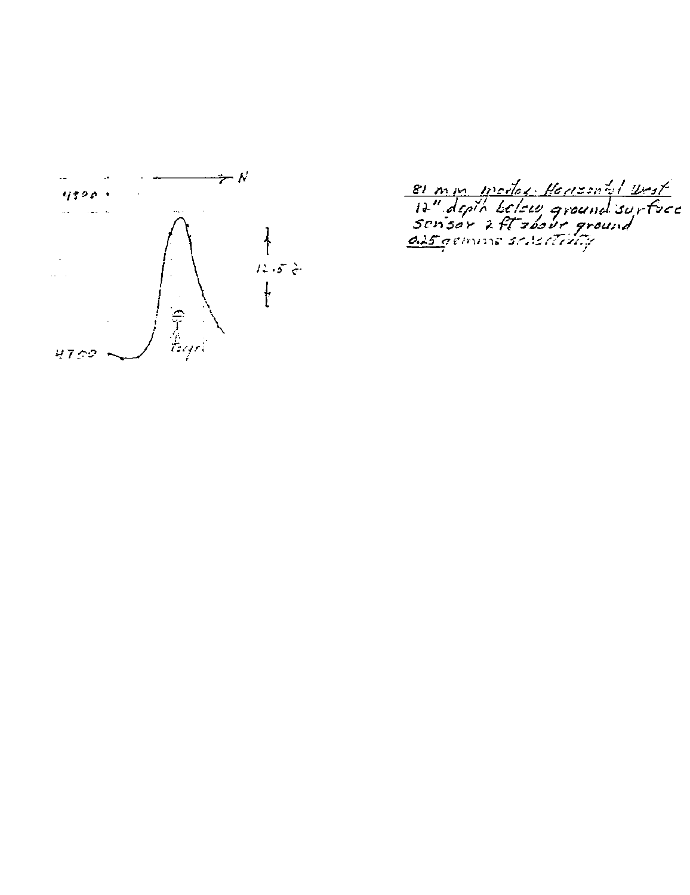81 mm mortar. Horizontal West
12" depth below ground surface
sensor 2 ft above ground
0.25 gammas sensitivity

→ N

4390

12.5 γ

target

4700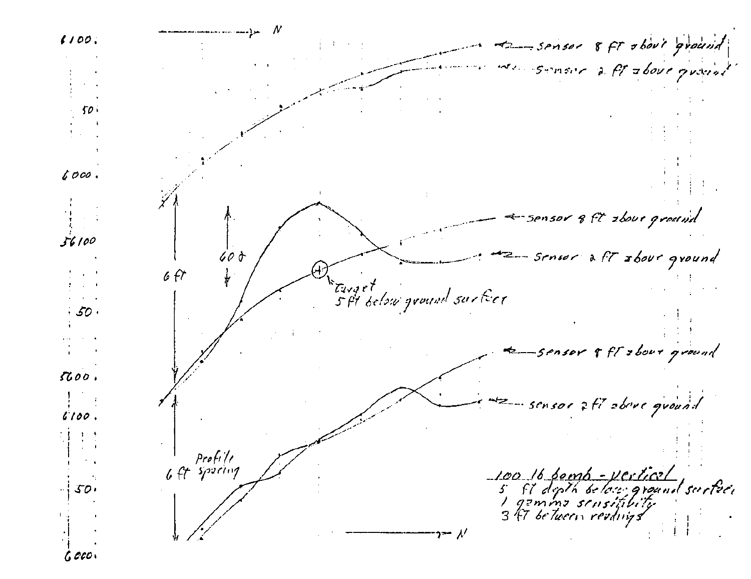6100.

50.

6000.

56100

50.

5600.

6100.

50.

6000.

→ N

← sensor 8 ft above ground

← sensor 2 ft above ground

← sensor 8 ft above ground

← sensor 2 ft above ground

6 ft

60 γ

Target
5 ft below ground surface

← sensor 8 ft above ground

← sensor 2 ft above ground

6 ft Profile spacing

→ N

100 lb bomb - vertical
5 ft depth below ground surface
1 gamma sensitivity
3 ft between readings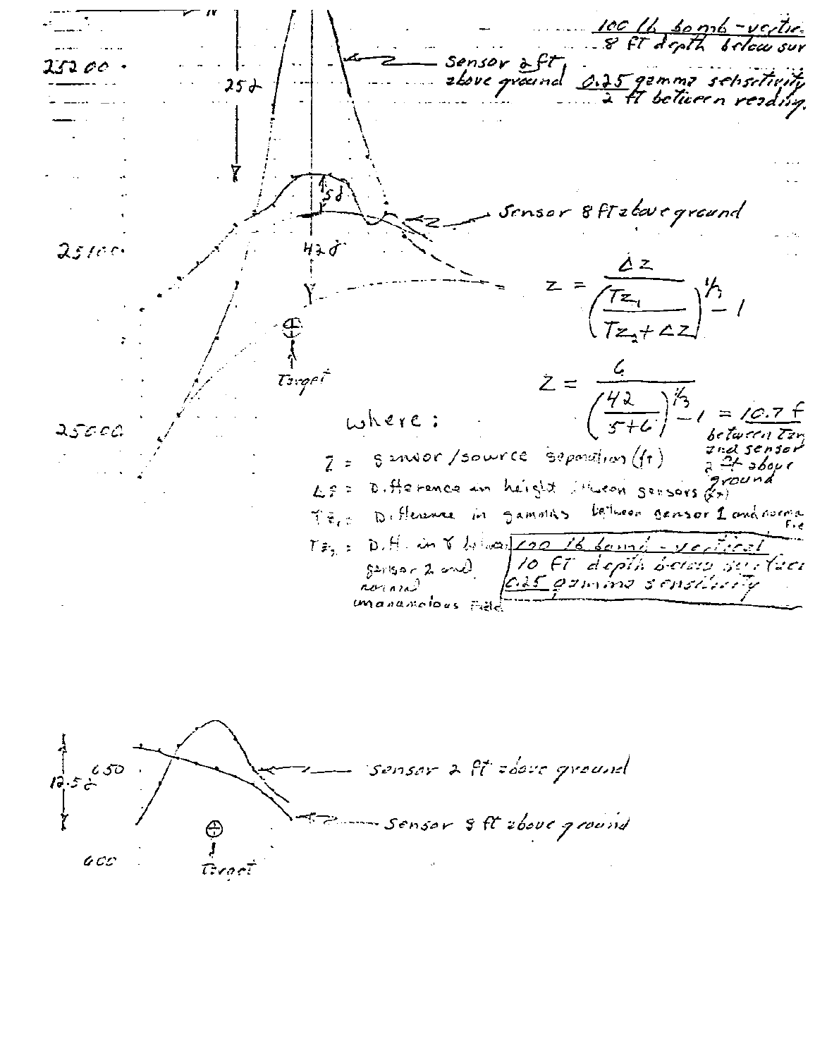100 lb bomb - vertical
8 ft depth below sur

Sensor 2 ft above ground

0.25 gamma sensitivity
2 ft between readings

25200

25 γ

5 γ

Sensor 8 ft above ground

25100

42 γ

Target

25000

$$Z = \frac{\Delta Z}{\left(\frac{T_{Z_1}}{T_{Z_2} + \Delta Z}\right)^{1/3} - 1}$$

$$Z = \frac{6}{\left(\frac{42}{5+6}\right)^{1/3} - 1} = 10.7 \text{ f}$$

between Tar and sensor 2 ft above ground

where:

$Z$ = sensor/source separation (ft)

$\Delta Z$ = Difference in height between sensors (ft)

$T_{Z_1}$ = Difference in gammas between sensor 1 and normal field

$T_{Z_2}$ = D.H. in γ between sensor 2 and normal unanomalous field

100 lb bomb - vertical
10 ft depth below surface
0.25 gamma sensitivity

650

12.5 γ

600

Target

Sensor 2 ft above ground

Sensor 8 ft above ground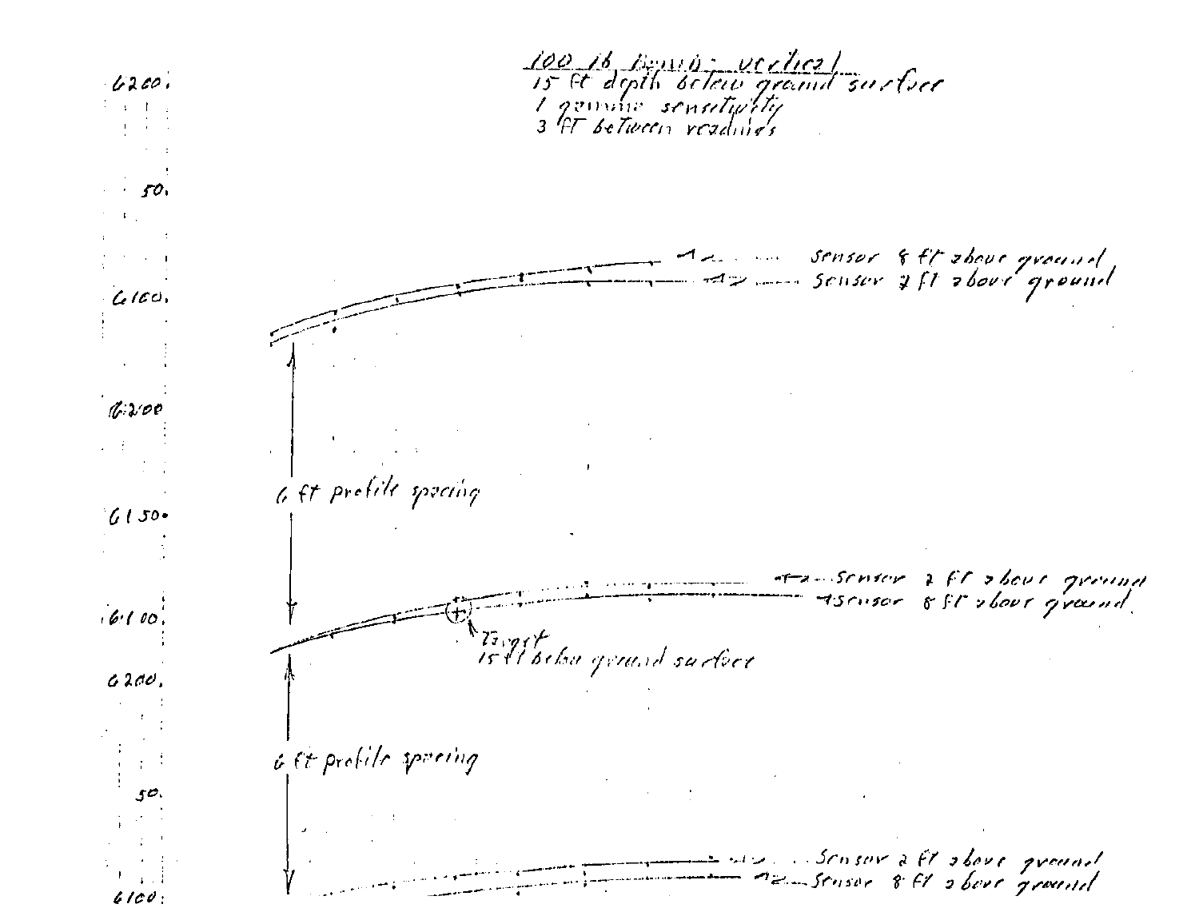100 lb Bomb - vertical
15 ft depth below ground surface
1 gamma sensitivity
3 ft between readings

6200.

50.

6100.

6200

6150.

6100.

6200.

50.

6100.

sensor 8 ft above ground

sensor 2 ft above ground

6 ft profile spacing

Sensor 2 ft above ground

Sensor 8 ft above ground

Target
15 ft below ground surface

6 ft profile spacing

Sensor 2 ft above ground

Sensor 8 ft above ground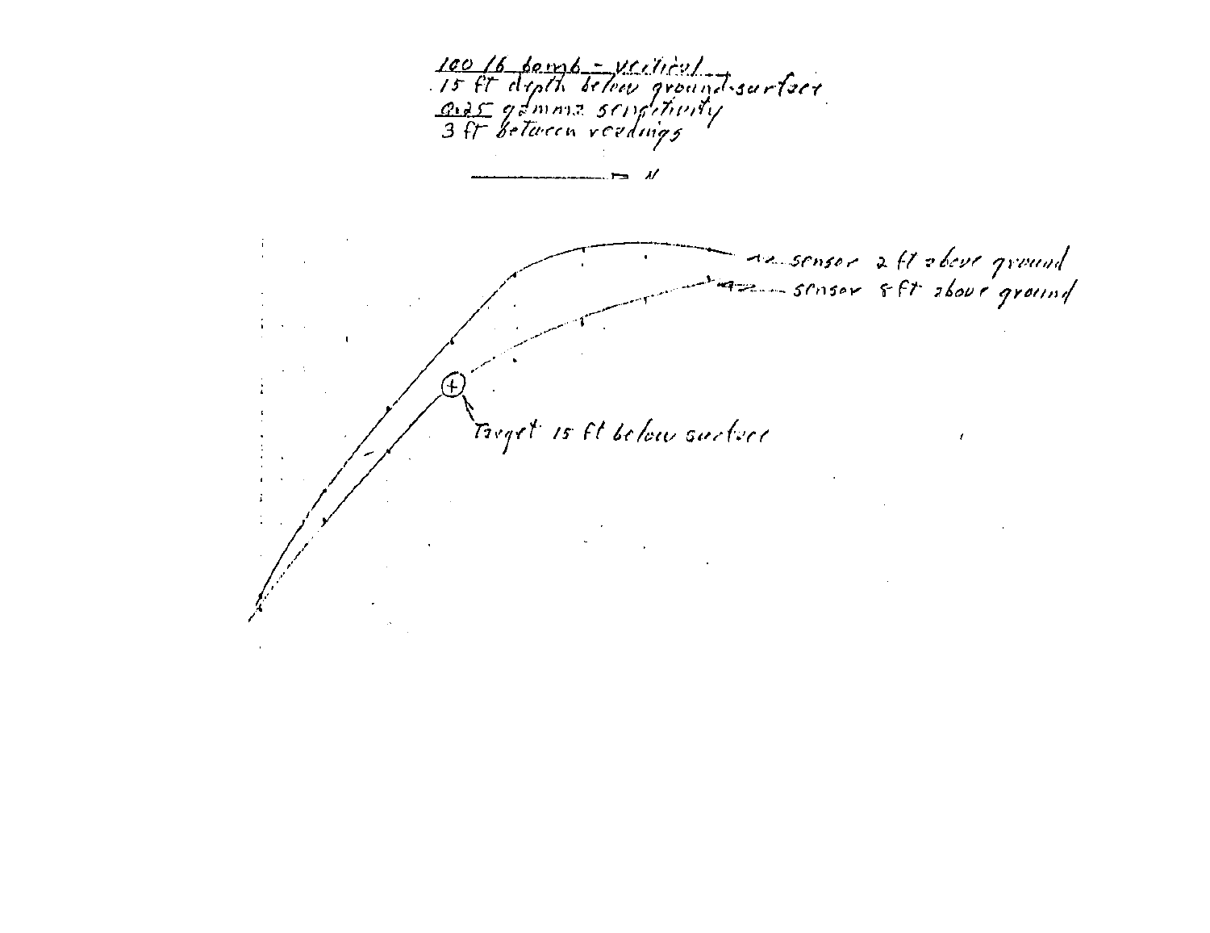100 lb bomb - vertical
15 ft depth below ground surface
0.25 gamma sensitivity
3 ft between readings

→ N

sensor 2 ft above ground

sensor 8 ft above ground

Target 15 ft below surface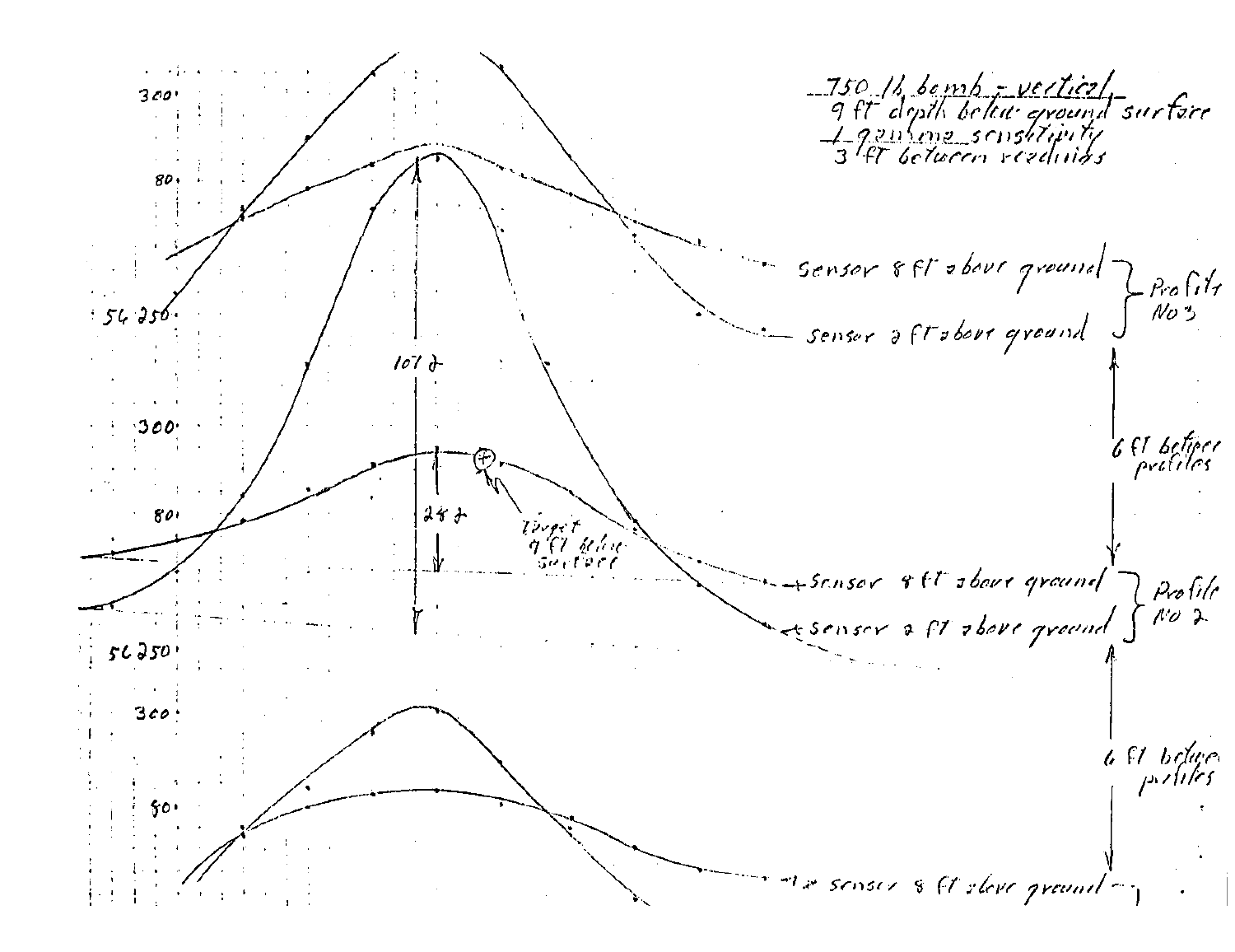750 lb bomb - vertical
9 ft depth below ground surface
1 gamma sensitivity
3 ft between readings

300

80

56 250

Sensor 8 ft above ground
Sensor 2 ft above ground
} Profile No 3

6 ft between profiles

300

107 γ

24 γ

80

Target 9 ft below surface

Sensor 8 ft above ground
Sensor 2 ft above ground
} Profile No 2

56 250

6 ft between profiles

300

80

Sensor 8 ft above ground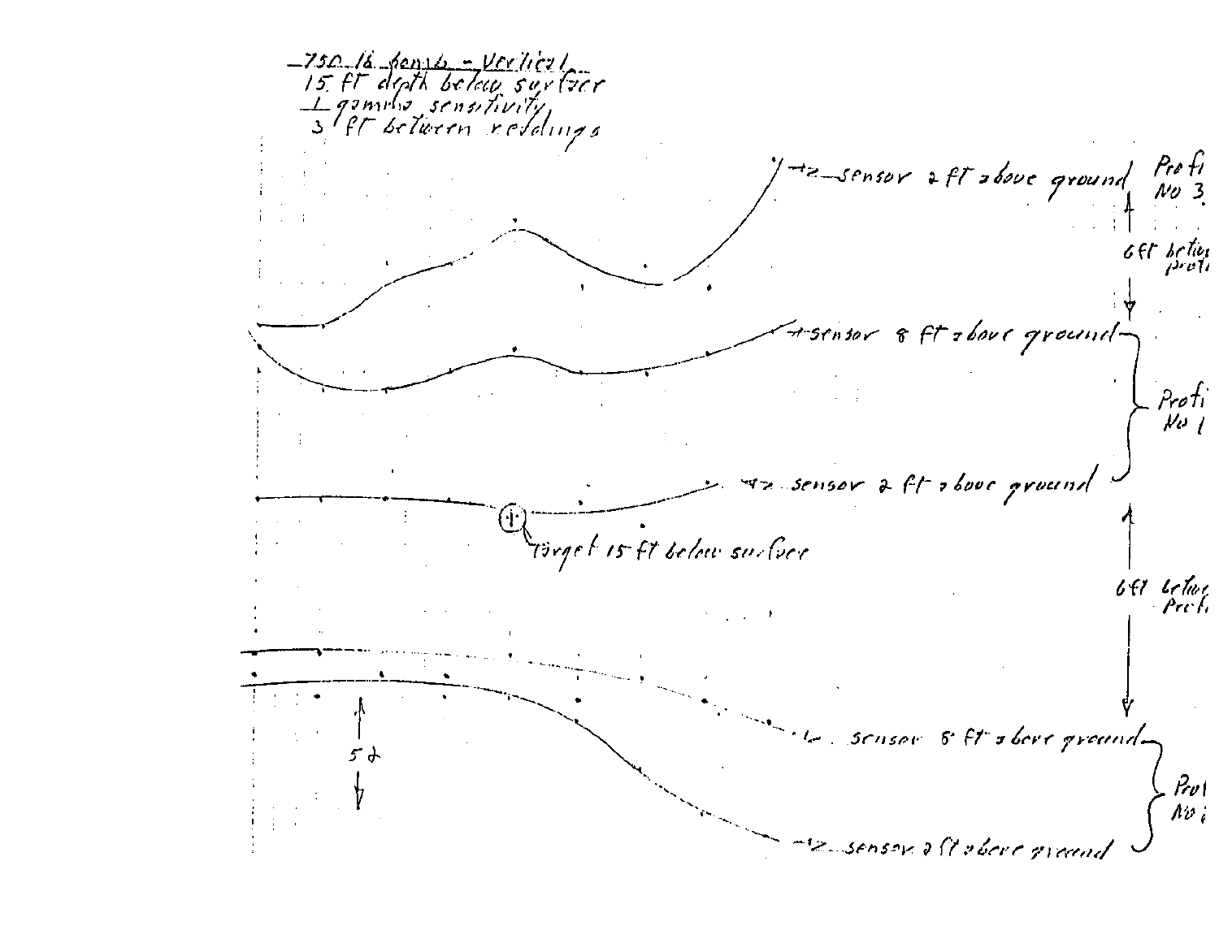750 lb bomb - Vertical
15 ft depth below surface
1 gamma sensitivity
3 ft between readings

sensor 2 ft above ground — Profile No 3

6 ft between profiles

sensor 8 ft above ground — Profile No 1

sensor 2 ft above ground

Target 15 ft below surface

6 ft between profiles

5 γ

sensor 8 ft above ground — Profile No 2

sensor 2 ft above ground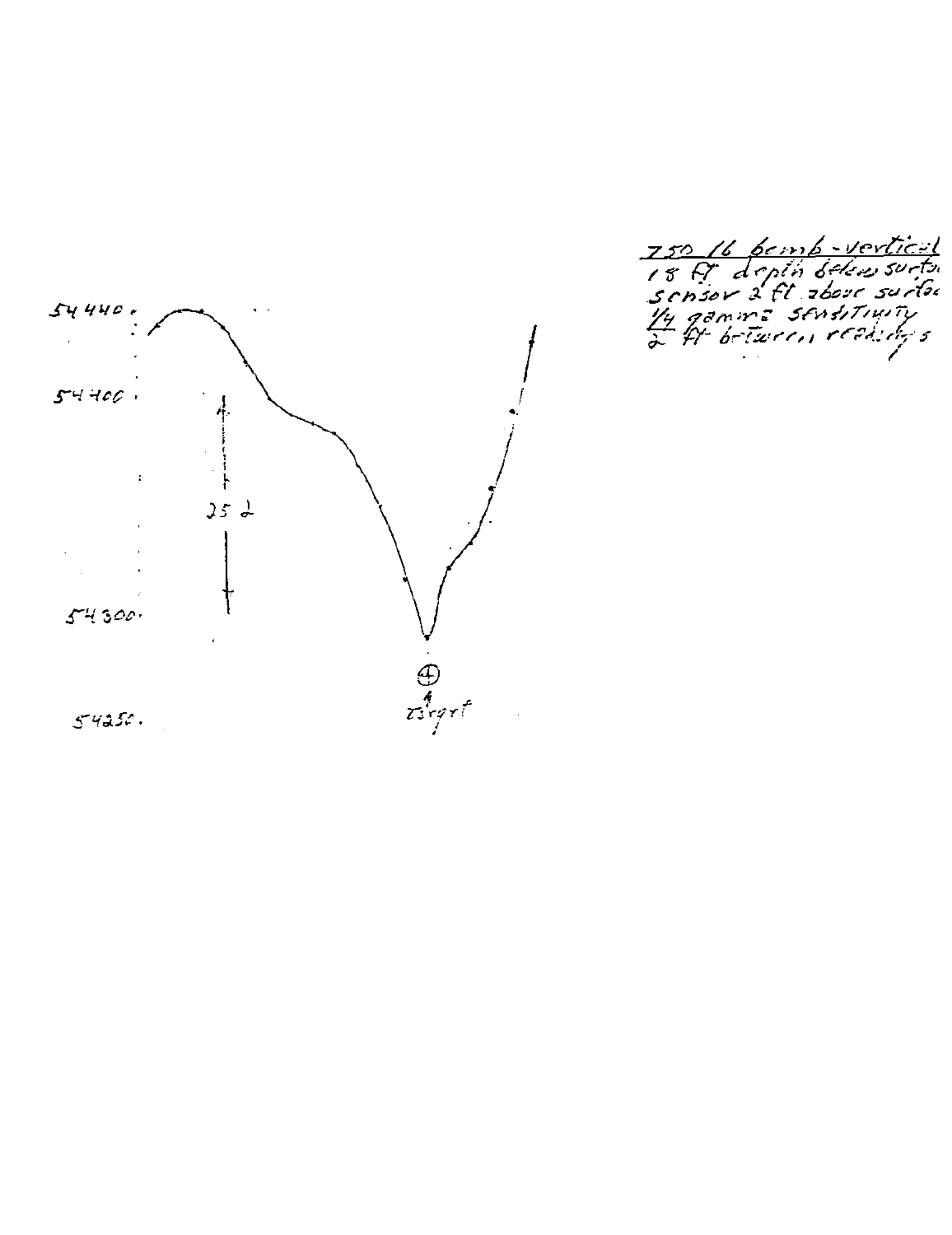750 lb bomb-vertical
18 ft depth below surface
sensor 2 ft above surface
1/4 gamma sensitivity
2 ft between readings

54440

54400

25 γ

54300

54250

Target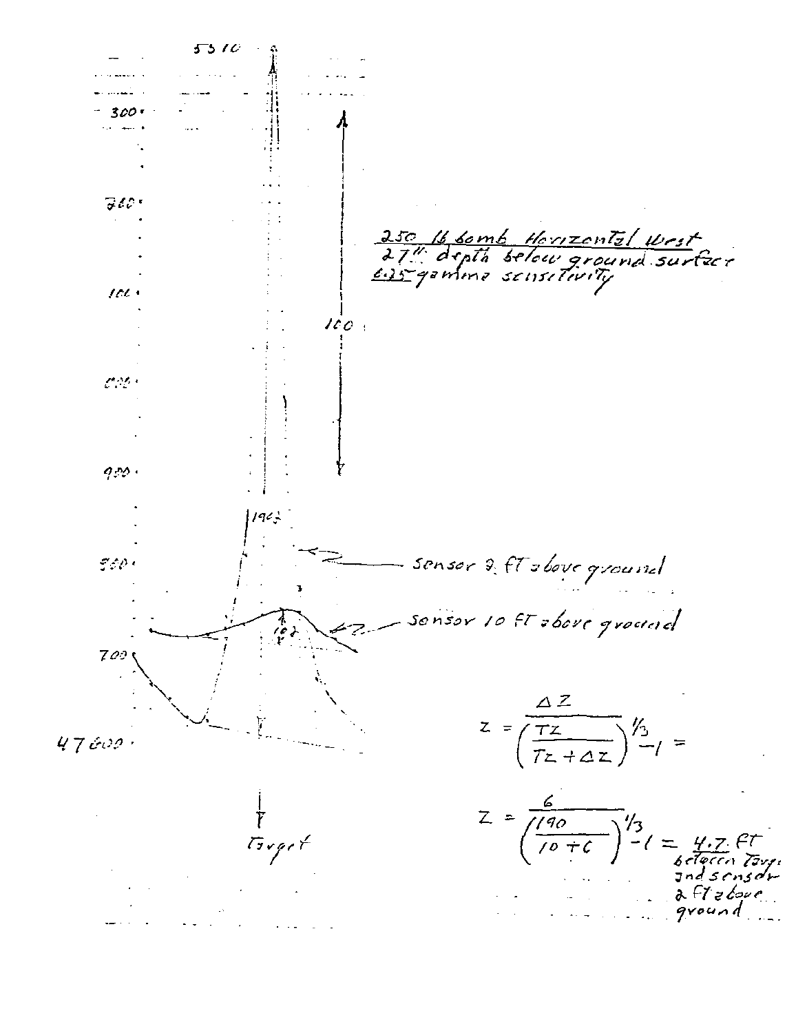5310

300

200

100

000

900

800

700

47600

**250 lb bomb Horizontal West**
**27" depth below ground surface**
**0.25 gamma sensitivity**

100

190

sensor 2 ft above ground

sensor 10 ft above ground

10

Target

$$Z = \frac{\Delta Z}{\left(\frac{TZ}{TZ + \Delta Z}\right)^{1/3} - 1} =$$

$$Z = \frac{6}{\left(\frac{190}{10 + 6}\right)^{1/3} - 1} = 4.7 \text{ ft}$$

between target and sensor 2 ft above ground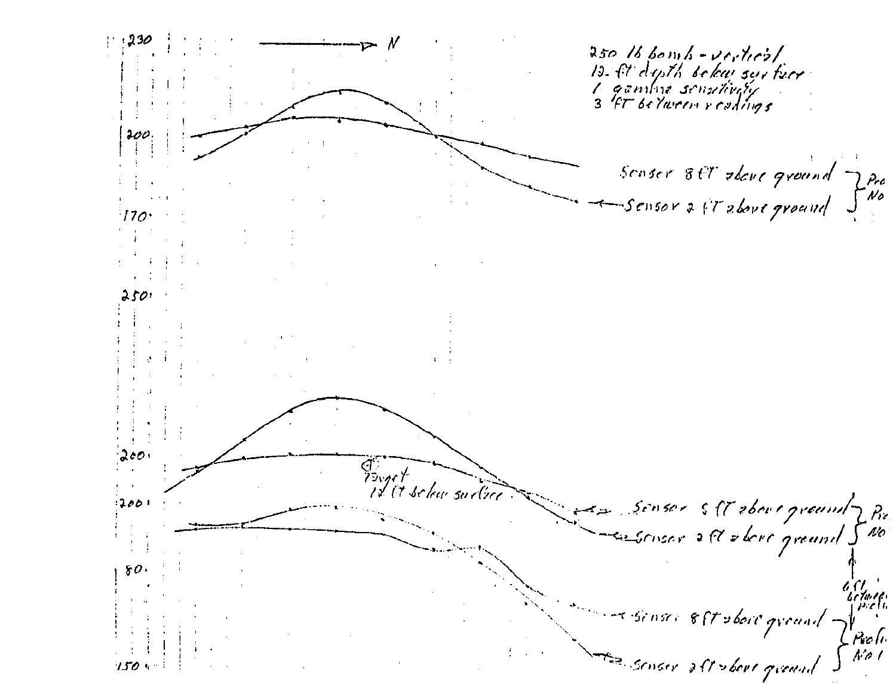230

→ N

250 lb bomb - vertical
12 ft depth below surface
1 gamma sensitivity
3 ft between readings

200

Sensor 8 ft above ground
Sensor 2 ft above ground

Pro... No

170

250

200

Target
12 ft below surface

200

Sensor 8 ft above ground
Sensor 2 ft above ground

Pro... No

6 ft between profiles

80

Sensor 8 ft above ground
Sensor 2 ft above ground

Profile No 1

150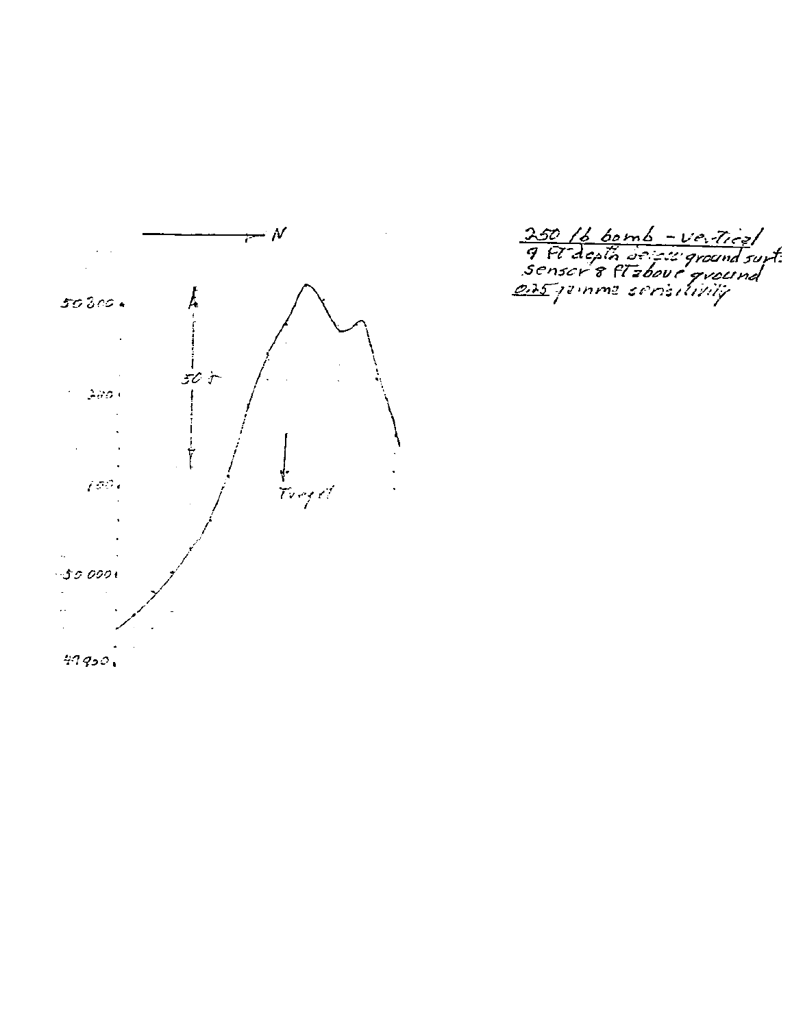250 lb bomb - vertical
9 ft depth below ground surf.
sensor 8 ft above ground
0.25 gamma sensitivity

N

50300

50 γ

200

Target

100

50000

49900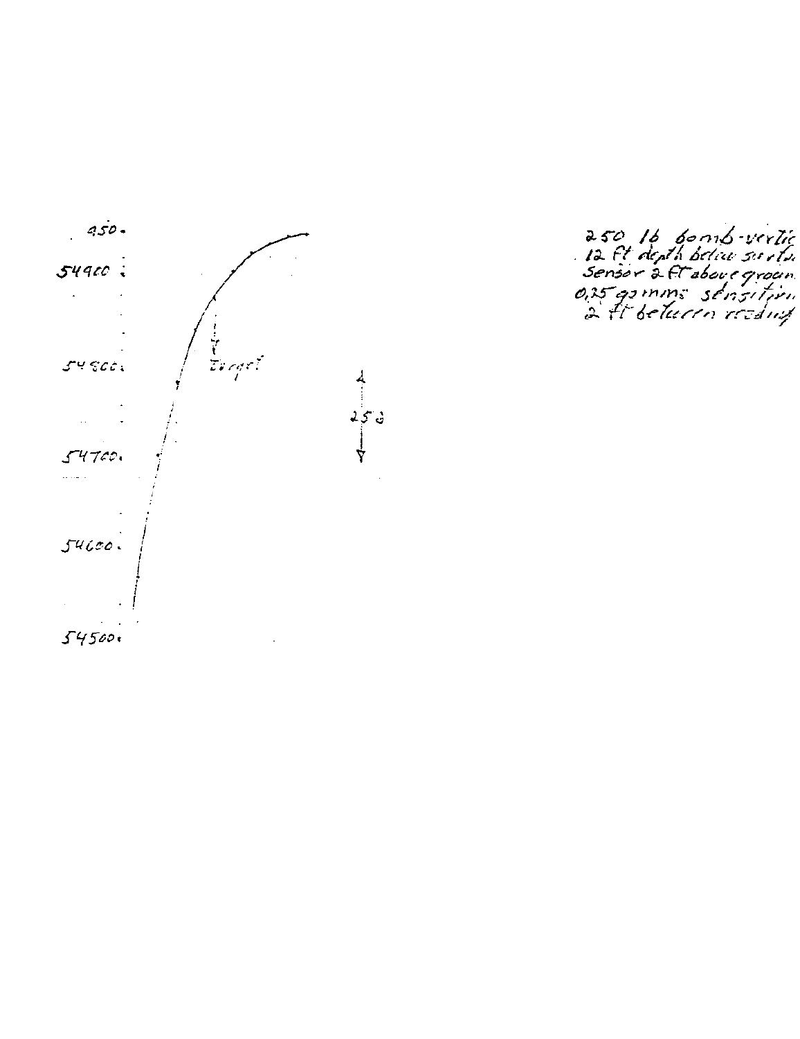450

54900

54800

54700

54600

54500

Target

25 g

250 lb bomb-vertic
12 ft depth below surfa
Sensor 2 ft above groun
0.25 gammas sensitivi
2 ft between reading